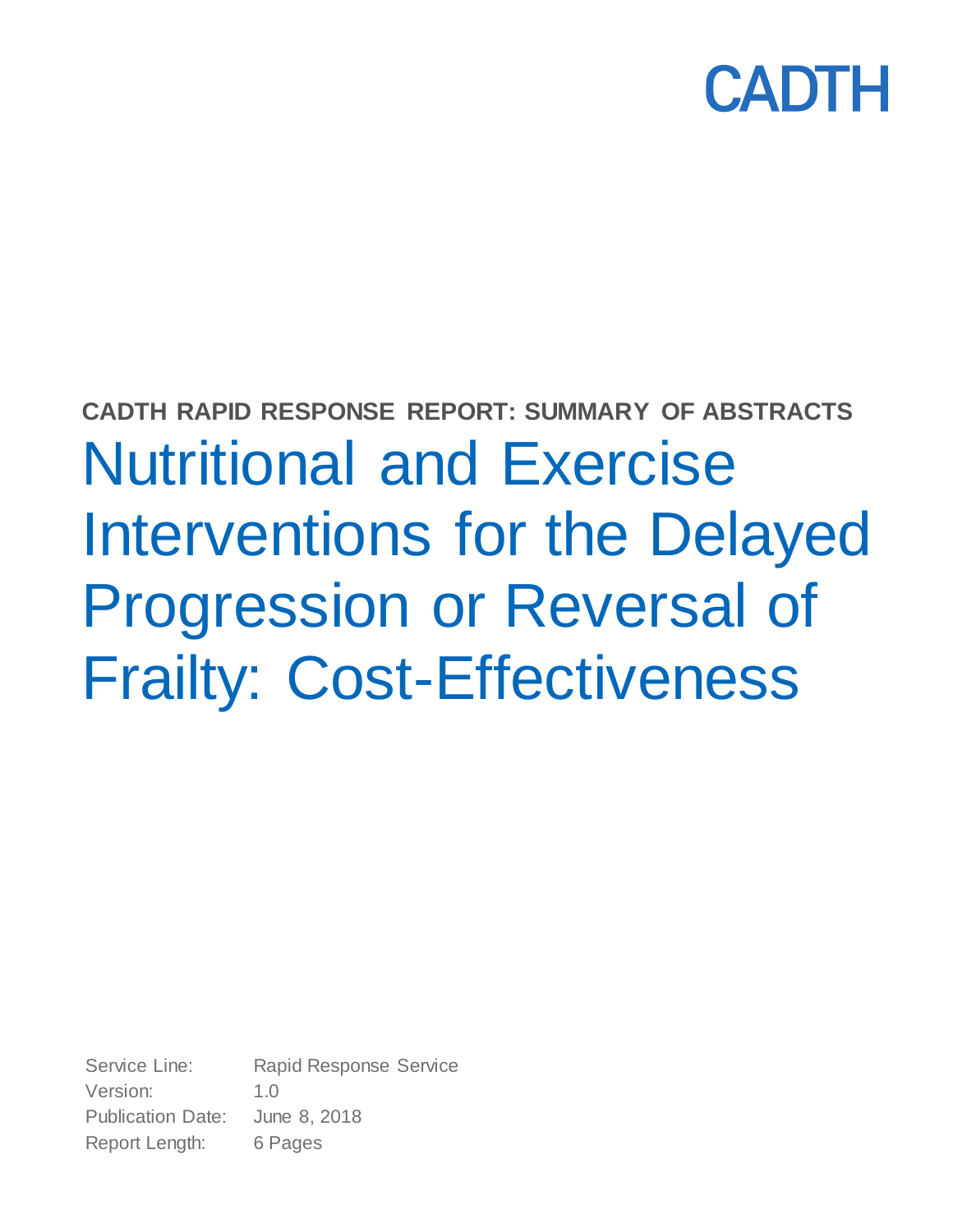CADTH

**CADTH RAPID RESPONSE REPORT: SUMMARY OF ABSTRACTS**

# Nutritional and Exercise Interventions for the Delayed Progression or Reversal of Frailty: Cost-Effectiveness

Service Line: Rapid Response Service
Version: 1.0
Publication Date: June 8, 2018
Report Length: 6 Pages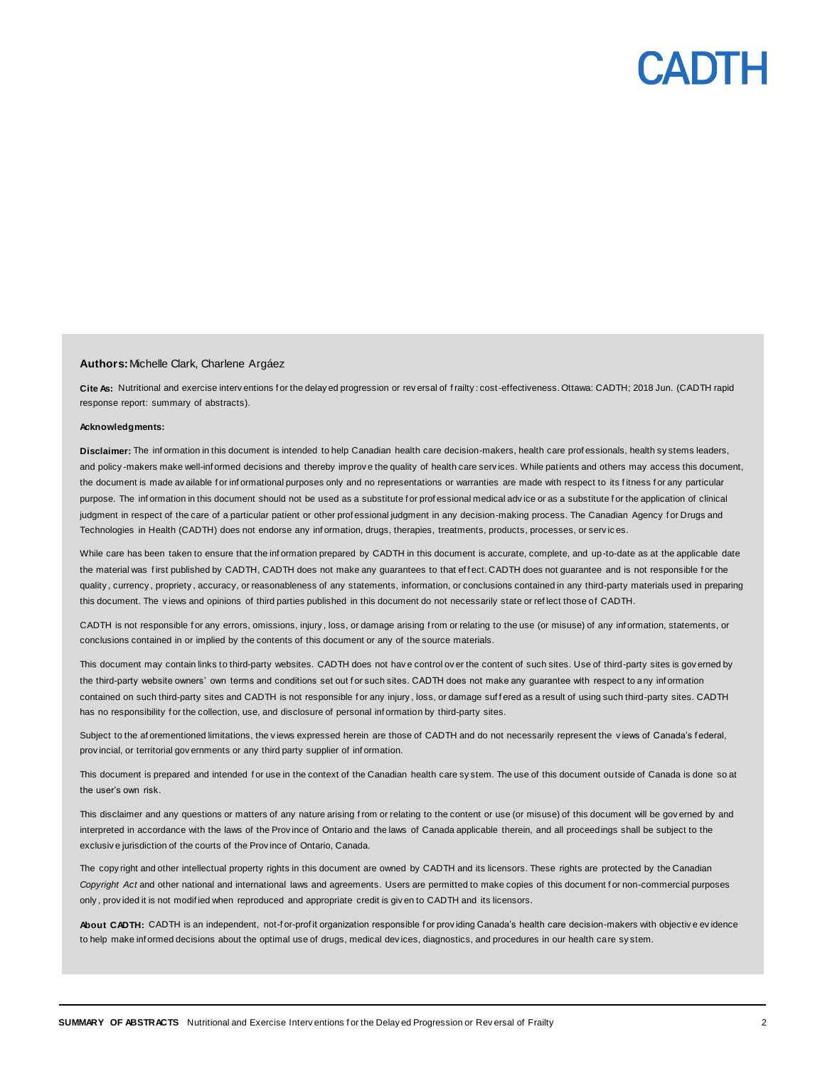**Authors:** Michelle Clark, Charlene Argáez

**Cite As:** Nutritional and exercise interventions for the delayed progression or reversal of frailty: cost-effectiveness. Ottawa: CADTH; 2018 Jun. (CADTH rapid response report: summary of abstracts).

**Acknowledgments:**

**Disclaimer:** The information in this document is intended to help Canadian health care decision-makers, health care professionals, health systems leaders, and policy-makers make well-informed decisions and thereby improve the quality of health care services. While patients and others may access this document, the document is made available for informational purposes only and no representations or warranties are made with respect to its fitness for any particular purpose. The information in this document should not be used as a substitute for professional medical advice or as a substitute for the application of clinical judgment in respect of the care of a particular patient or other professional judgment in any decision-making process. The Canadian Agency for Drugs and Technologies in Health (CADTH) does not endorse any information, drugs, therapies, treatments, products, processes, or services.

While care has been taken to ensure that the information prepared by CADTH in this document is accurate, complete, and up-to-date as at the applicable date the material was first published by CADTH, CADTH does not make any guarantees to that effect. CADTH does not guarantee and is not responsible for the quality, currency, propriety, accuracy, or reasonableness of any statements, information, or conclusions contained in any third-party materials used in preparing this document. The views and opinions of third parties published in this document do not necessarily state or reflect those of CADTH.

CADTH is not responsible for any errors, omissions, injury, loss, or damage arising from or relating to the use (or misuse) of any information, statements, or conclusions contained in or implied by the contents of this document or any of the source materials.

This document may contain links to third-party websites. CADTH does not have control over the content of such sites. Use of third-party sites is governed by the third-party website owners' own terms and conditions set out for such sites. CADTH does not make any guarantee with respect to any information contained on such third-party sites and CADTH is not responsible for any injury, loss, or damage suffered as a result of using such third-party sites. CADTH has no responsibility for the collection, use, and disclosure of personal information by third-party sites.

Subject to the aforementioned limitations, the views expressed herein are those of CADTH and do not necessarily represent the views of Canada's federal, provincial, or territorial governments or any third party supplier of information.

This document is prepared and intended for use in the context of the Canadian health care system. The use of this document outside of Canada is done so at the user's own risk.

This disclaimer and any questions or matters of any nature arising from or relating to the content or use (or misuse) of this document will be governed by and interpreted in accordance with the laws of the Province of Ontario and the laws of Canada applicable therein, and all proceedings shall be subject to the exclusive jurisdiction of the courts of the Province of Ontario, Canada.

The copyright and other intellectual property rights in this document are owned by CADTH and its licensors. These rights are protected by the Canadian *Copyright Act* and other national and international laws and agreements. Users are permitted to make copies of this document for non-commercial purposes only, provided it is not modified when reproduced and appropriate credit is given to CADTH and its licensors.

**About CADTH:** CADTH is an independent, not-for-profit organization responsible for providing Canada's health care decision-makers with objective evidence to help make informed decisions about the optimal use of drugs, medical devices, diagnostics, and procedures in our health care system.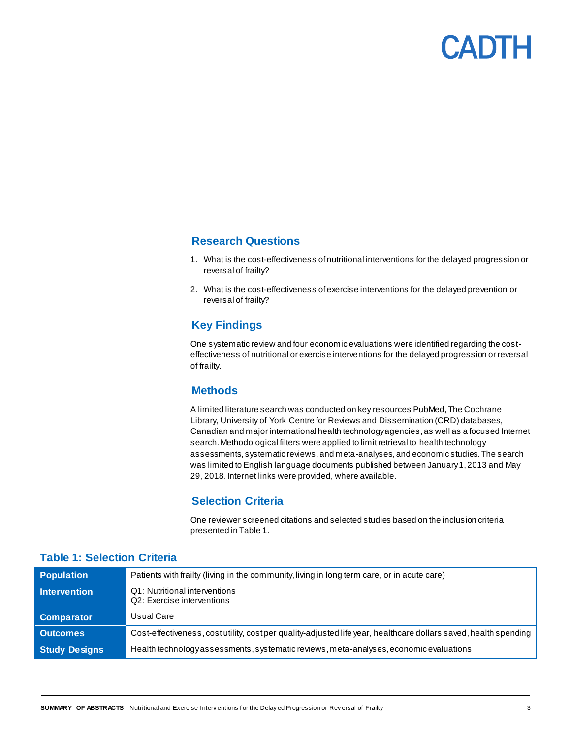## Research Questions

1. What is the cost-effectiveness of nutritional interventions for the delayed progression or reversal of frailty?
2. What is the cost-effectiveness of exercise interventions for the delayed prevention or reversal of frailty?

## Key Findings

One systematic review and four economic evaluations were identified regarding the cost-effectiveness of nutritional or exercise interventions for the delayed progression or reversal of frailty.

## Methods

A limited literature search was conducted on key resources PubMed, The Cochrane Library, University of York Centre for Reviews and Dissemination (CRD) databases, Canadian and major international health technology agencies, as well as a focused Internet search. Methodological filters were applied to limit retrieval to health technology assessments, systematic reviews, and meta-analyses, and economic studies. The search was limited to English language documents published between January 1, 2013 and May 29, 2018. Internet links were provided, where available.

## Selection Criteria

One reviewer screened citations and selected studies based on the inclusion criteria presented in Table 1.

### Table 1: Selection Criteria

| | |
|---|---|
| **Population** | Patients with frailty (living in the community, living in long term care, or in acute care) |
| **Intervention** | Q1: Nutritional interventions<br>Q2: Exercise interventions |
| **Comparator** | Usual Care |
| **Outcomes** | Cost-effectiveness, cost utility, cost per quality-adjusted life year, healthcare dollars saved, health spending |
| **Study Designs** | Health technology assessments, systematic reviews, meta-analyses, economic evaluations |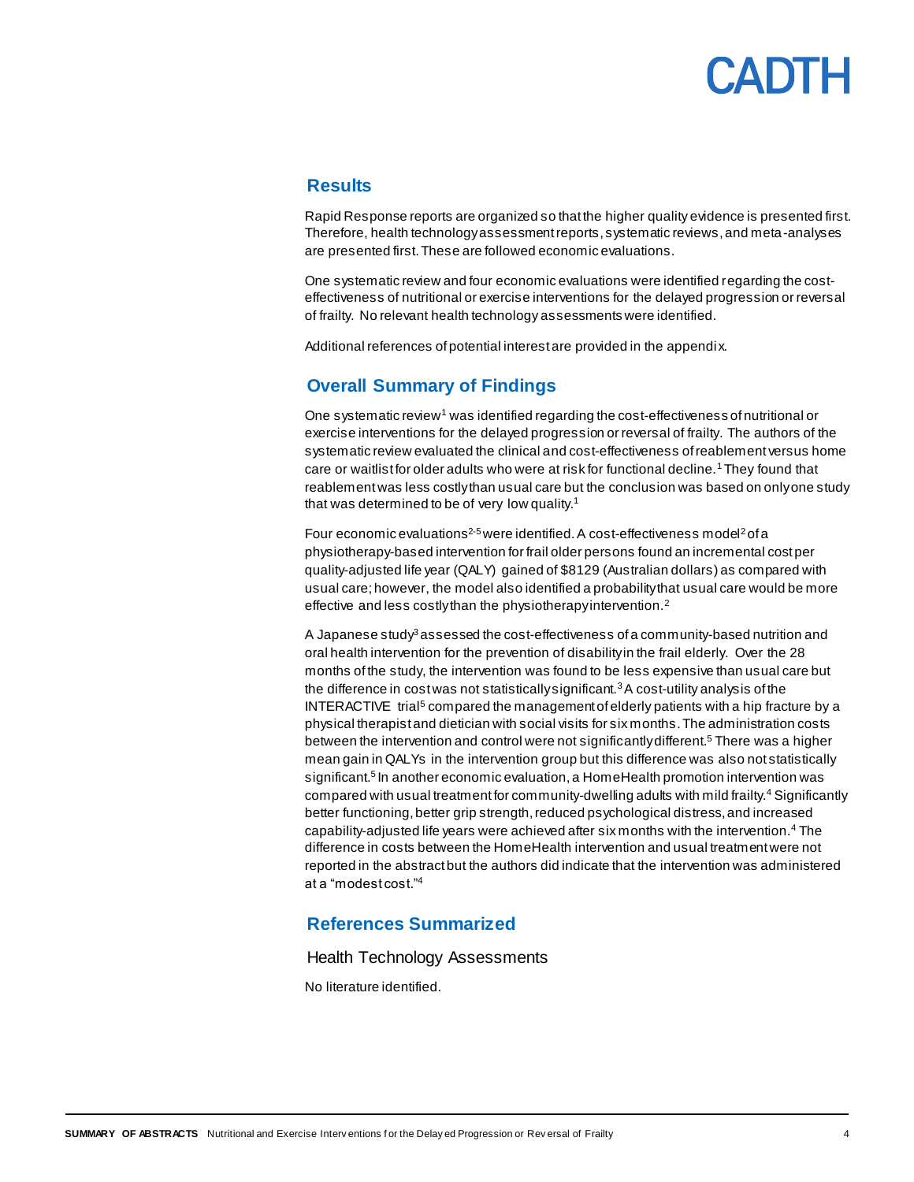## Results

Rapid Response reports are organized so that the higher quality evidence is presented first. Therefore, health technology assessment reports, systematic reviews, and meta-analyses are presented first. These are followed economic evaluations.

One systematic review and four economic evaluations were identified regarding the cost-effectiveness of nutritional or exercise interventions for the delayed progression or reversal of frailty. No relevant health technology assessments were identified.

Additional references of potential interest are provided in the appendix.

## Overall Summary of Findings

One systematic review[1] was identified regarding the cost-effectiveness of nutritional or exercise interventions for the delayed progression or reversal of frailty. The authors of the systematic review evaluated the clinical and cost-effectiveness of reablement versus home care or waitlist for older adults who were at risk for functional decline.[1] They found that reablement was less costly than usual care but the conclusion was based on only one study that was determined to be of very low quality.[1]

Four economic evaluations[2-5] were identified. A cost-effectiveness model[2] of a physiotherapy-based intervention for frail older persons found an incremental cost per quality-adjusted life year (QALY) gained of $8129 (Australian dollars) as compared with usual care; however, the model also identified a probability that usual care would be more effective and less costly than the physiotherapy intervention.[2]

A Japanese study[3] assessed the cost-effectiveness of a community-based nutrition and oral health intervention for the prevention of disability in the frail elderly. Over the 28 months of the study, the intervention was found to be less expensive than usual care but the difference in cost was not statistically significant.[3] A cost-utility analysis of the INTERACTIVE trial[5] compared the management of elderly patients with a hip fracture by a physical therapist and dietician with social visits for six months. The administration costs between the intervention and control were not significantly different.[5] There was a higher mean gain in QALYs in the intervention group but this difference was also not statistically significant.[5] In another economic evaluation, a HomeHealth promotion intervention was compared with usual treatment for community-dwelling adults with mild frailty.[4] Significantly better functioning, better grip strength, reduced psychological distress, and increased capability-adjusted life years were achieved after six months with the intervention.[4] The difference in costs between the HomeHealth intervention and usual treatment were not reported in the abstract but the authors did indicate that the intervention was administered at a "modest cost."[4]

## References Summarized

### Health Technology Assessments

No literature identified.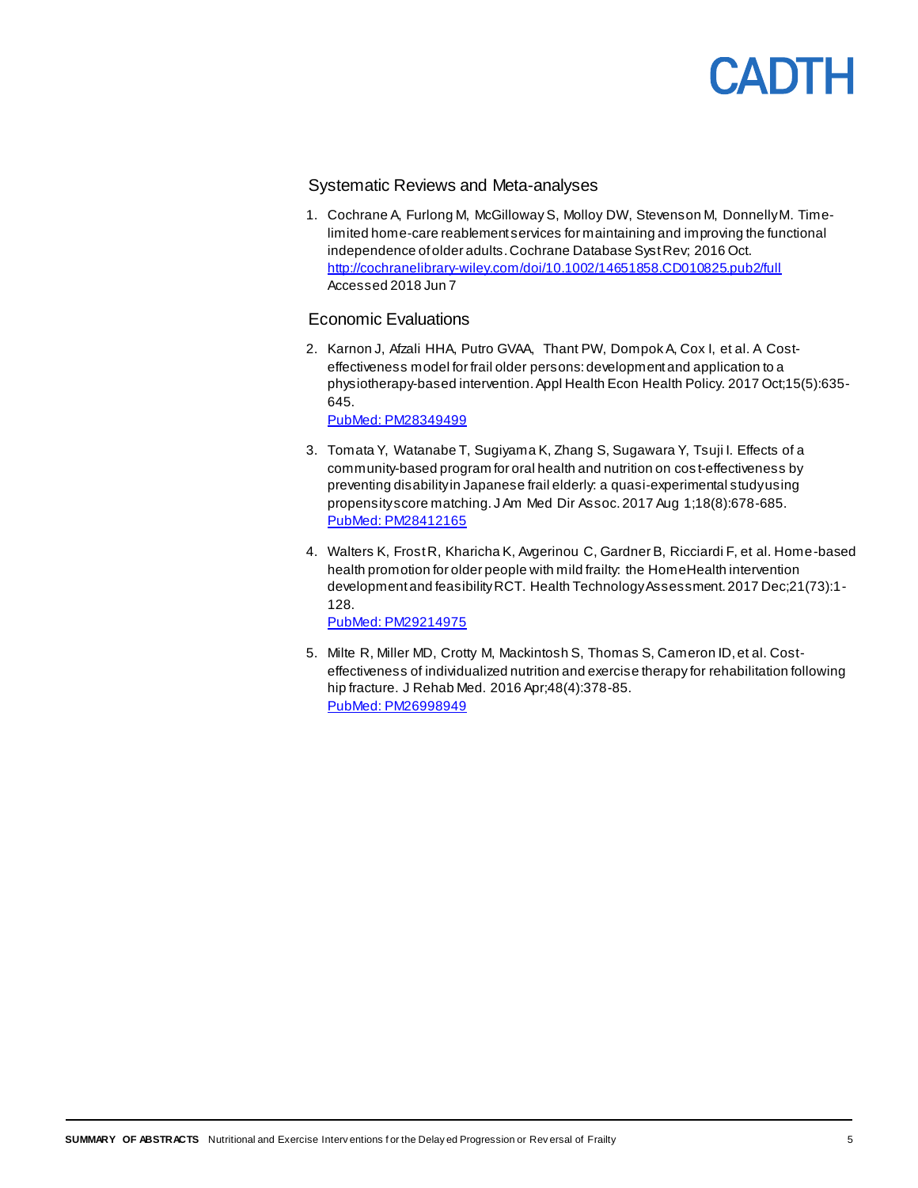## Systematic Reviews and Meta-analyses

1. Cochrane A, Furlong M, McGilloway S, Molloy DW, Stevenson M, Donnelly M. Time-limited home-care reablement services for maintaining and improving the functional independence of older adults. Cochrane Database Syst Rev; 2016 Oct. [http://cochranelibrary-wiley.com/doi/10.1002/14651858.CD010825.pub2/full](http://cochranelibrary-wiley.com/doi/10.1002/14651858.CD010825.pub2/full) Accessed 2018 Jun 7

## Economic Evaluations

2. Karnon J, Afzali HHA, Putro GVAA, Thant PW, Dompok A, Cox I, et al. A Cost-effectiveness model for frail older persons: development and application to a physiotherapy-based intervention. Appl Health Econ Health Policy. 2017 Oct;15(5):635-645.
   PubMed: PM28349499

3. Tomata Y, Watanabe T, Sugiyama K, Zhang S, Sugawara Y, Tsuji I. Effects of a community-based program for oral health and nutrition on cost-effectiveness by preventing disability in Japanese frail elderly: a quasi-experimental study using propensity score matching. J Am Med Dir Assoc. 2017 Aug 1;18(8):678-685.
   PubMed: PM28412165

4. Walters K, Frost R, Kharicha K, Avgerinou C, Gardner B, Ricciardi F, et al. Home-based health promotion for older people with mild frailty: the HomeHealth intervention development and feasibility RCT. Health Technology Assessment. 2017 Dec;21(73):1-128.
   PubMed: PM29214975

5. Milte R, Miller MD, Crotty M, Mackintosh S, Thomas S, Cameron ID, et al. Cost-effectiveness of individualized nutrition and exercise therapy for rehabilitation following hip fracture. J Rehab Med. 2016 Apr;48(4):378-85.
   PubMed: PM26998949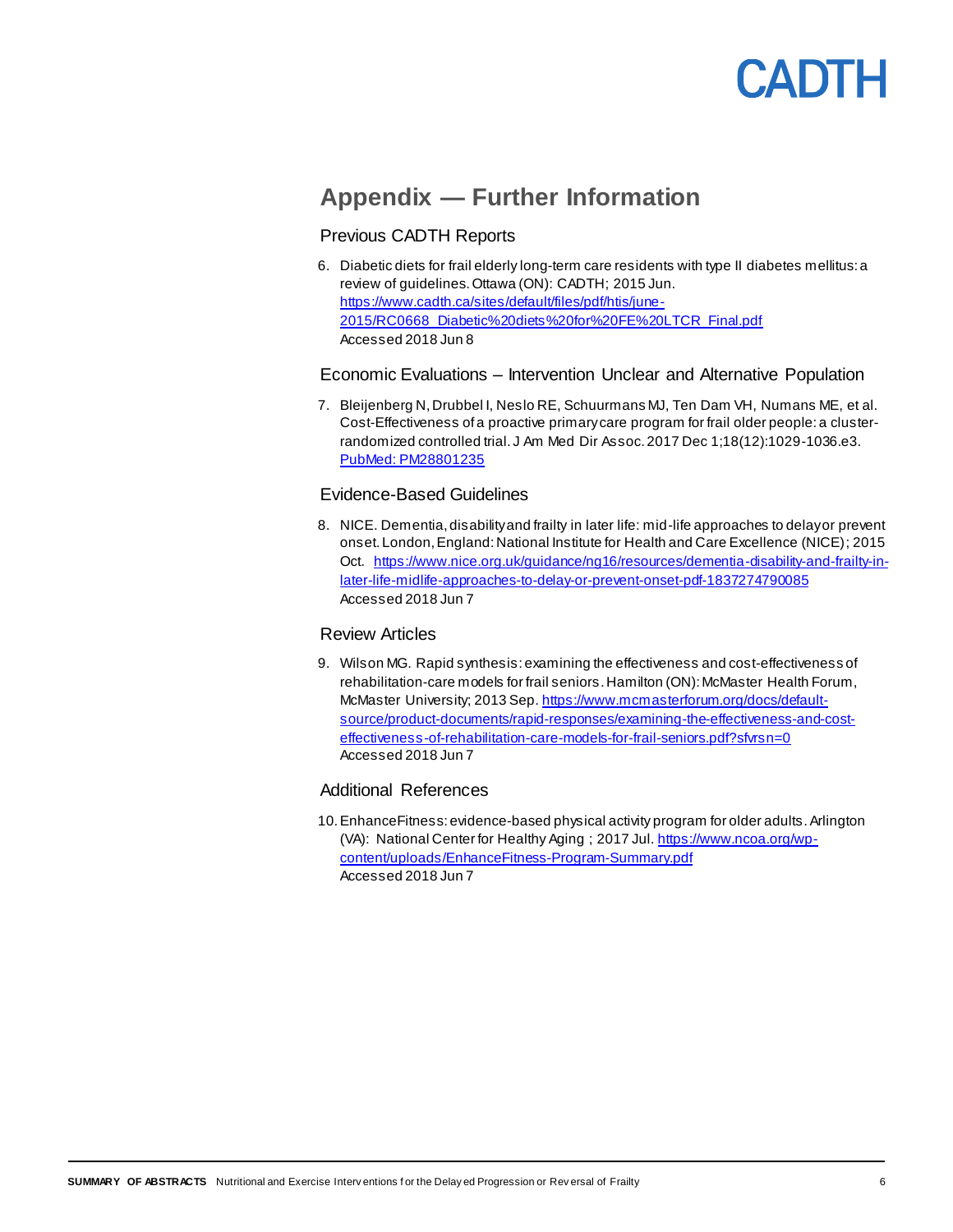## Appendix — Further Information

### Previous CADTH Reports

6. Diabetic diets for frail elderly long-term care residents with type II diabetes mellitus: a review of guidelines. Ottawa (ON): CADTH; 2015 Jun. https://www.cadth.ca/sites/default/files/pdf/htis/june-2015/RC0668_Diabetic%20diets%20for%20FE%20LTCR_Final.pdf Accessed 2018 Jun 8

### Economic Evaluations – Intervention Unclear and Alternative Population

7. Bleijenberg N, Drubbel I, Neslo RE, Schuurmans MJ, Ten Dam VH, Numans ME, et al. Cost-Effectiveness of a proactive primary care program for frail older people: a cluster-randomized controlled trial. J Am Med Dir Assoc. 2017 Dec 1;18(12):1029-1036.e3. PubMed: PM28801235

### Evidence-Based Guidelines

8. NICE. Dementia, disability and frailty in later life: mid-life approaches to delay or prevent onset. London, England: National Institute for Health and Care Excellence (NICE); 2015 Oct. https://www.nice.org.uk/guidance/ng16/resources/dementia-disability-and-frailty-in-later-life-midlife-approaches-to-delay-or-prevent-onset-pdf-1837274790085 Accessed 2018 Jun 7

### Review Articles

9. Wilson MG. Rapid synthesis: examining the effectiveness and cost-effectiveness of rehabilitation-care models for frail seniors. Hamilton (ON): McMaster Health Forum, McMaster University; 2013 Sep. https://www.mcmasterforum.org/docs/default-source/product-documents/rapid-responses/examining-the-effectiveness-and-cost-effectiveness-of-rehabilitation-care-models-for-frail-seniors.pdf?sfvrsn=0 Accessed 2018 Jun 7

### Additional References

10. EnhanceFitness: evidence-based physical activity program for older adults. Arlington (VA): National Center for Healthy Aging ; 2017 Jul. https://www.ncoa.org/wp-content/uploads/EnhanceFitness-Program-Summary.pdf Accessed 2018 Jun 7